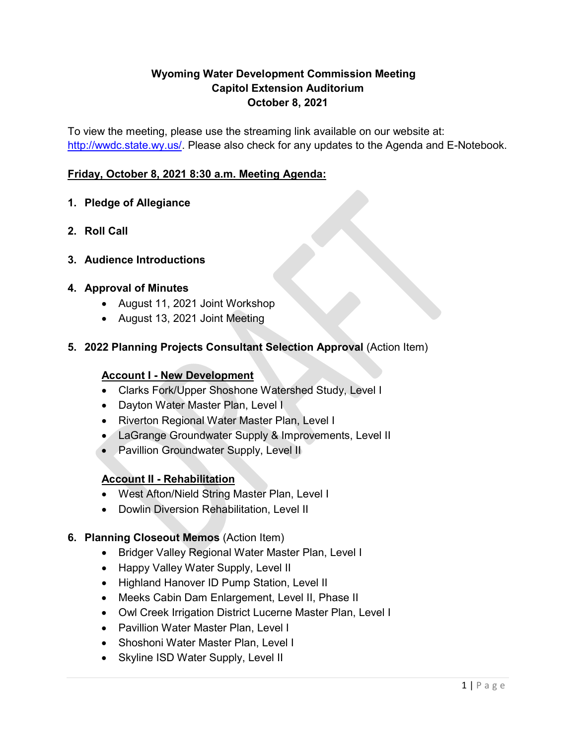**Wyoming Water Development Commission Meeting**
**Capitol Extension Auditorium**
**October 8, 2021**

To view the meeting, please use the streaming link available on our website at: http://wwdc.state.wy.us/. Please also check for any updates to the Agenda and E-Notebook.

**Friday, October 8, 2021 8:30 a.m. Meeting Agenda:**

1. **Pledge of Allegiance**
2. **Roll Call**
3. **Audience Introductions**
4. **Approval of Minutes**
   - August 11, 2021 Joint Workshop
   - August 13, 2021 Joint Meeting
5. **2022 Planning Projects Consultant Selection Approval** (Action Item)

   **Account I - New Development**
   - Clarks Fork/Upper Shoshone Watershed Study, Level I
   - Dayton Water Master Plan, Level I
   - Riverton Regional Water Master Plan, Level I
   - LaGrange Groundwater Supply & Improvements, Level II
   - Pavillion Groundwater Supply, Level II

   **Account II - Rehabilitation**
   - West Afton/Nield String Master Plan, Level I
   - Dowlin Diversion Rehabilitation, Level II
6. **Planning Closeout Memos** (Action Item)
   - Bridger Valley Regional Water Master Plan, Level I
   - Happy Valley Water Supply, Level II
   - Highland Hanover ID Pump Station, Level II
   - Meeks Cabin Dam Enlargement, Level II, Phase II
   - Owl Creek Irrigation District Lucerne Master Plan, Level I
   - Pavillion Water Master Plan, Level I
   - Shoshoni Water Master Plan, Level I
   - Skyline ISD Water Supply, Level II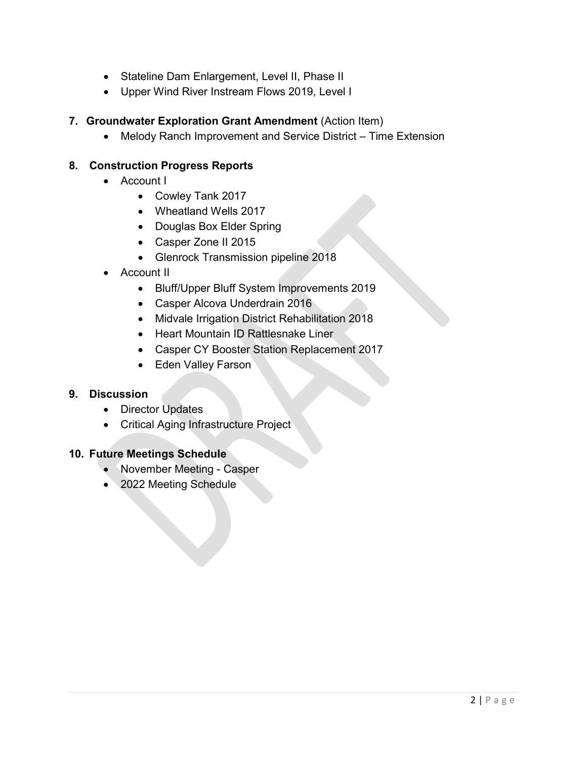- Stateline Dam Enlargement, Level II, Phase II
- Upper Wind River Instream Flows 2019, Level I

**7. Groundwater Exploration Grant Amendment** (Action Item)

- Melody Ranch Improvement and Service District – Time Extension

**8. Construction Progress Reports**

- Account I
  - Cowley Tank 2017
  - Wheatland Wells 2017
  - Douglas Box Elder Spring
  - Casper Zone II 2015
  - Glenrock Transmission pipeline 2018
- Account II
  - Bluff/Upper Bluff System Improvements 2019
  - Casper Alcova Underdrain 2016
  - Midvale Irrigation District Rehabilitation 2018
  - Heart Mountain ID Rattlesnake Liner
  - Casper CY Booster Station Replacement 2017
  - Eden Valley Farson

**9. Discussion**

- Director Updates
- Critical Aging Infrastructure Project

**10. Future Meetings Schedule**

- November Meeting - Casper
- 2022 Meeting Schedule